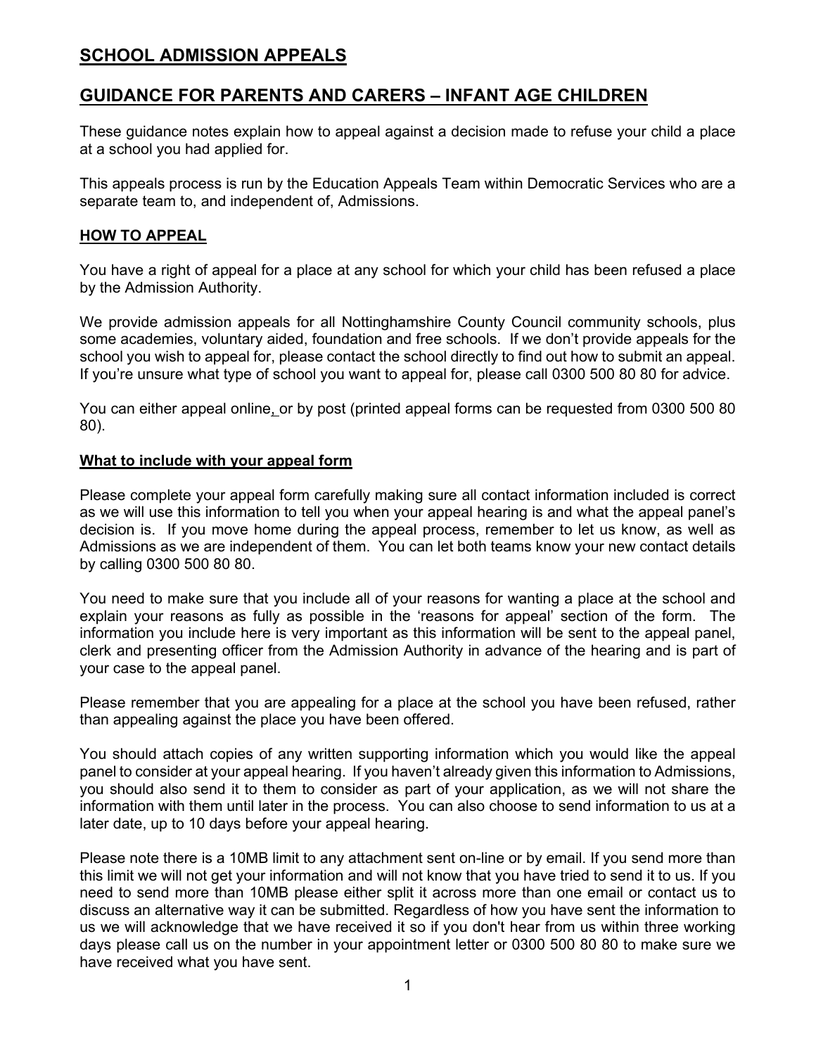# SCHOOL ADMISSION APPEALS

## GUIDANCE FOR PARENTS AND CARERS – INFANT AGE CHILDREN

These guidance notes explain how to appeal against a decision made to refuse your child a place at a school you had applied for.

This appeals process is run by the Education Appeals Team within Democratic Services who are a separate team to, and independent of, Admissions.

### HOW TO APPEAL

You have a right of appeal for a place at any school for which your child has been refused a place by the Admission Authority.

We provide admission appeals for all Nottinghamshire County Council community schools, plus some academies, voluntary aided, foundation and free schools. If we don't provide appeals for the school you wish to appeal for, please contact the school directly to find out how to submit an appeal. If you're unsure what type of school you want to appeal for, please call 0300 500 80 80 for advice.

You can either appeal online, or by post (printed appeal forms can be requested from 0300 500 80 80).

### What to include with your appeal form

Please complete your appeal form carefully making sure all contact information included is correct as we will use this information to tell you when your appeal hearing is and what the appeal panel's decision is. If you move home during the appeal process, remember to let us know, as well as Admissions as we are independent of them. You can let both teams know your new contact details by calling 0300 500 80 80.

You need to make sure that you include all of your reasons for wanting a place at the school and explain your reasons as fully as possible in the 'reasons for appeal' section of the form. The information you include here is very important as this information will be sent to the appeal panel, clerk and presenting officer from the Admission Authority in advance of the hearing and is part of your case to the appeal panel.

Please remember that you are appealing for a place at the school you have been refused, rather than appealing against the place you have been offered.

You should attach copies of any written supporting information which you would like the appeal panel to consider at your appeal hearing. If you haven't already given this information to Admissions, you should also send it to them to consider as part of your application, as we will not share the information with them until later in the process. You can also choose to send information to us at a later date, up to 10 days before your appeal hearing.

Please note there is a 10MB limit to any attachment sent on-line or by email. If you send more than this limit we will not get your information and will not know that you have tried to send it to us. If you need to send more than 10MB please either split it across more than one email or contact us to discuss an alternative way it can be submitted. Regardless of how you have sent the information to us we will acknowledge that we have received it so if you don't hear from us within three working days please call us on the number in your appointment letter or 0300 500 80 80 to make sure we have received what you have sent.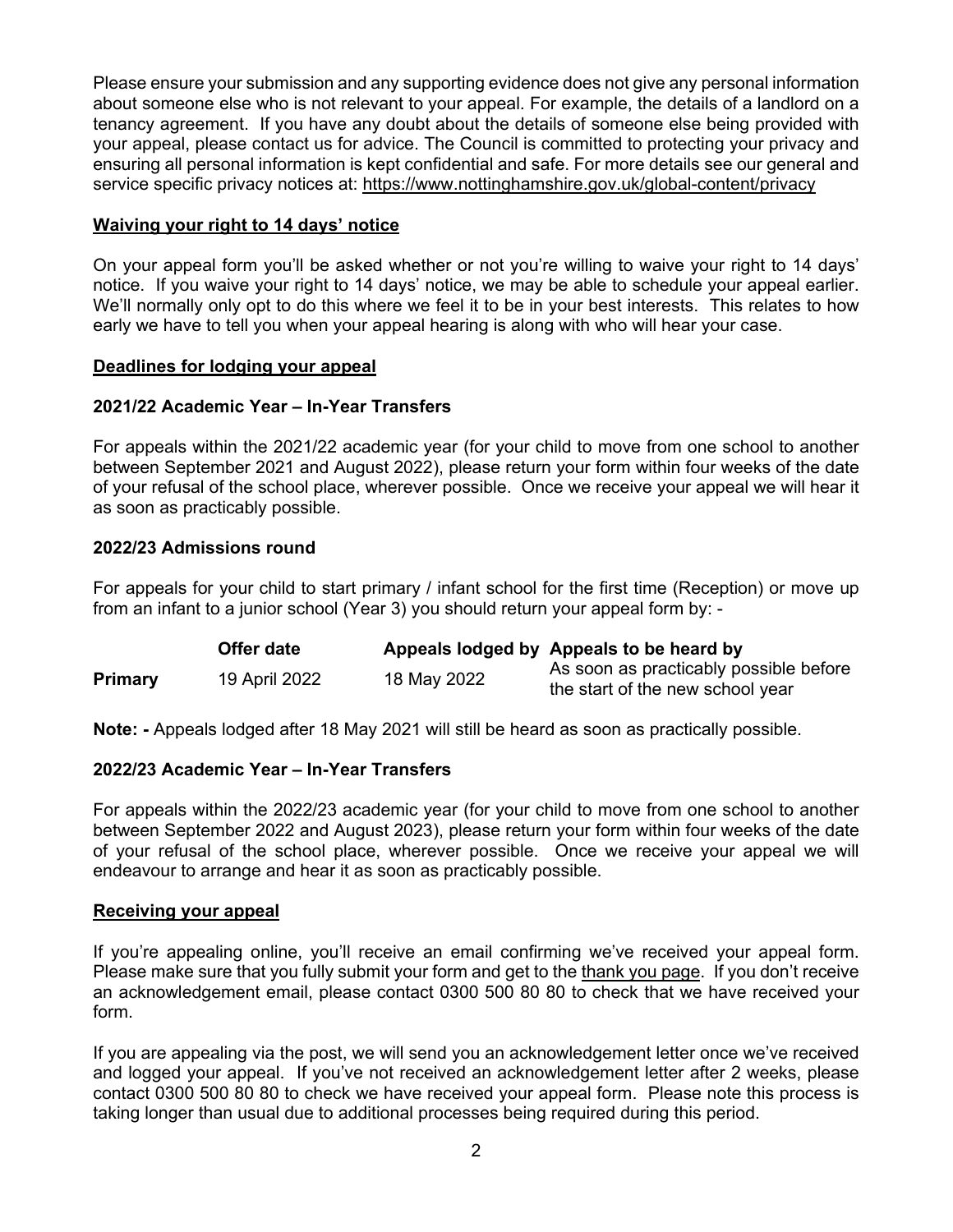Please ensure your submission and any supporting evidence does not give any personal information about someone else who is not relevant to your appeal. For example, the details of a landlord on a tenancy agreement. If you have any doubt about the details of someone else being provided with your appeal, please contact us for advice. The Council is committed to protecting your privacy and ensuring all personal information is kept confidential and safe. For more details see our general and service specific privacy notices at: https://www.nottinghamshire.gov.uk/global-content/privacy

## Waiving your right to 14 days' notice

On your appeal form you'll be asked whether or not you're willing to waive your right to 14 days' notice. If you waive your right to 14 days' notice, we may be able to schedule your appeal earlier. We'll normally only opt to do this where we feel it to be in your best interests. This relates to how early we have to tell you when your appeal hearing is along with who will hear your case.

## Deadlines for lodging your appeal

### 2021/22 Academic Year – In-Year Transfers

For appeals within the 2021/22 academic year (for your child to move from one school to another between September 2021 and August 2022), please return your form within four weeks of the date of your refusal of the school place, wherever possible. Once we receive your appeal we will hear it as soon as practicably possible.

### 2022/23 Admissions round

For appeals for your child to start primary / infant school for the first time (Reception) or move up from an infant to a junior school (Year 3) you should return your appeal form by: -

| | Offer date | Appeals lodged by | Appeals to be heard by |
|---|---|---|---|
| **Primary** | 19 April 2022 | 18 May 2022 | As soon as practicably possible before the start of the new school year |

**Note: -** Appeals lodged after 18 May 2021 will still be heard as soon as practically possible.

### 2022/23 Academic Year – In-Year Transfers

For appeals within the 2022/23 academic year (for your child to move from one school to another between September 2022 and August 2023), please return your form within four weeks of the date of your refusal of the school place, wherever possible. Once we receive your appeal we will endeavour to arrange and hear it as soon as practicably possible.

## Receiving your appeal

If you're appealing online, you'll receive an email confirming we've received your appeal form. Please make sure that you fully submit your form and get to the thank you page. If you don't receive an acknowledgement email, please contact 0300 500 80 80 to check that we have received your form.

If you are appealing via the post, we will send you an acknowledgement letter once we've received and logged your appeal. If you've not received an acknowledgement letter after 2 weeks, please contact 0300 500 80 80 to check we have received your appeal form. Please note this process is taking longer than usual due to additional processes being required during this period.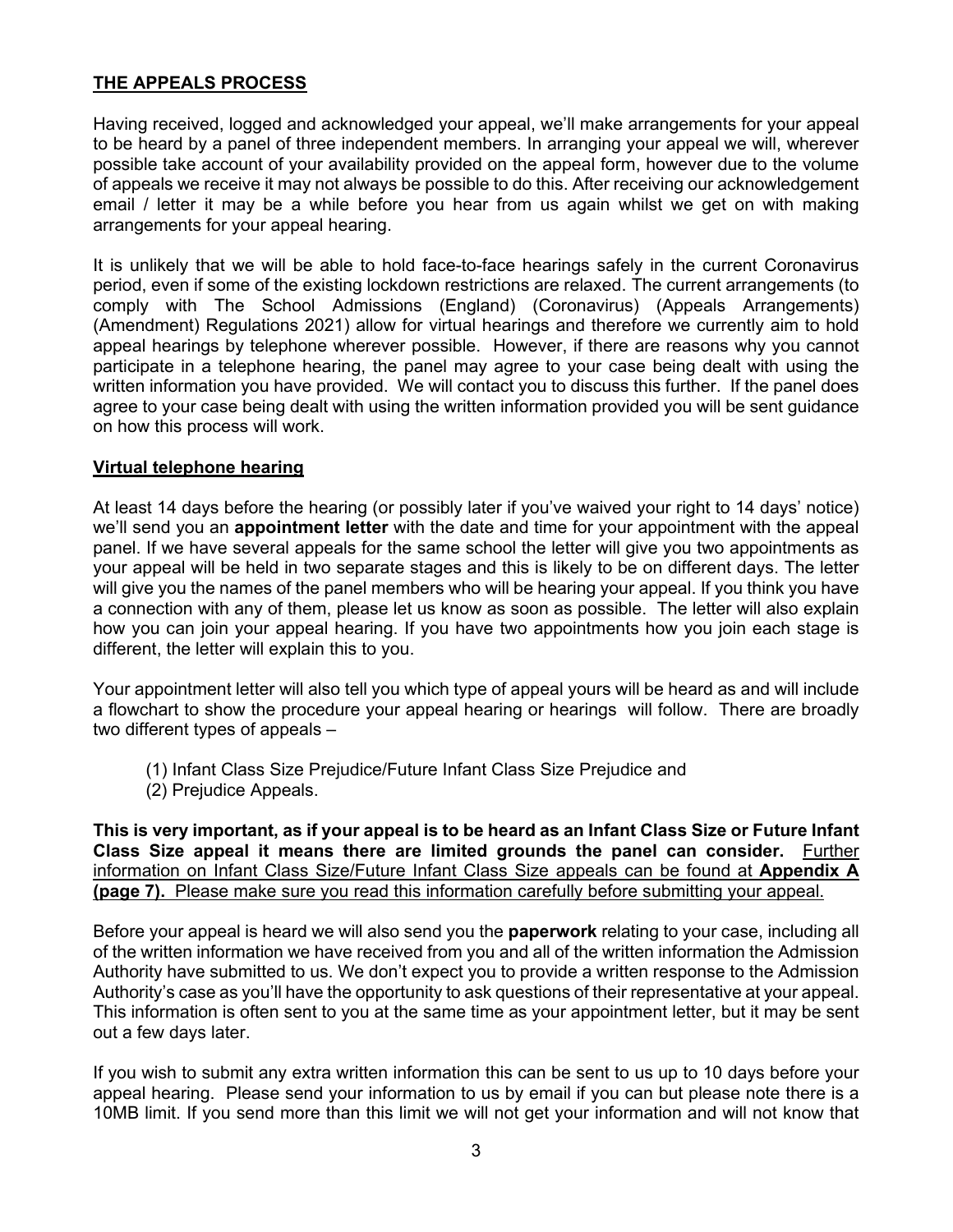## THE APPEALS PROCESS

Having received, logged and acknowledged your appeal, we'll make arrangements for your appeal to be heard by a panel of three independent members. In arranging your appeal we will, wherever possible take account of your availability provided on the appeal form, however due to the volume of appeals we receive it may not always be possible to do this. After receiving our acknowledgement email / letter it may be a while before you hear from us again whilst we get on with making arrangements for your appeal hearing.

It is unlikely that we will be able to hold face-to-face hearings safely in the current Coronavirus period, even if some of the existing lockdown restrictions are relaxed. The current arrangements (to comply with The School Admissions (England) (Coronavirus) (Appeals Arrangements) (Amendment) Regulations 2021) allow for virtual hearings and therefore we currently aim to hold appeal hearings by telephone wherever possible. However, if there are reasons why you cannot participate in a telephone hearing, the panel may agree to your case being dealt with using the written information you have provided. We will contact you to discuss this further. If the panel does agree to your case being dealt with using the written information provided you will be sent guidance on how this process will work.

### Virtual telephone hearing

At least 14 days before the hearing (or possibly later if you've waived your right to 14 days' notice) we'll send you an **appointment letter** with the date and time for your appointment with the appeal panel. If we have several appeals for the same school the letter will give you two appointments as your appeal will be held in two separate stages and this is likely to be on different days. The letter will give you the names of the panel members who will be hearing your appeal. If you think you have a connection with any of them, please let us know as soon as possible. The letter will also explain how you can join your appeal hearing. If you have two appointments how you join each stage is different, the letter will explain this to you.

Your appointment letter will also tell you which type of appeal yours will be heard as and will include a flowchart to show the procedure your appeal hearing or hearings will follow. There are broadly two different types of appeals –

(1) Infant Class Size Prejudice/Future Infant Class Size Prejudice and
(2) Prejudice Appeals.

**This is very important, as if your appeal is to be heard as an Infant Class Size or Future Infant Class Size appeal it means there are limited grounds the panel can consider.** Further information on Infant Class Size/Future Infant Class Size appeals can be found at **Appendix A (page 7).** Please make sure you read this information carefully before submitting your appeal.

Before your appeal is heard we will also send you the **paperwork** relating to your case, including all of the written information we have received from you and all of the written information the Admission Authority have submitted to us. We don't expect you to provide a written response to the Admission Authority's case as you'll have the opportunity to ask questions of their representative at your appeal. This information is often sent to you at the same time as your appointment letter, but it may be sent out a few days later.

If you wish to submit any extra written information this can be sent to us up to 10 days before your appeal hearing. Please send your information to us by email if you can but please note there is a 10MB limit. If you send more than this limit we will not get your information and will not know that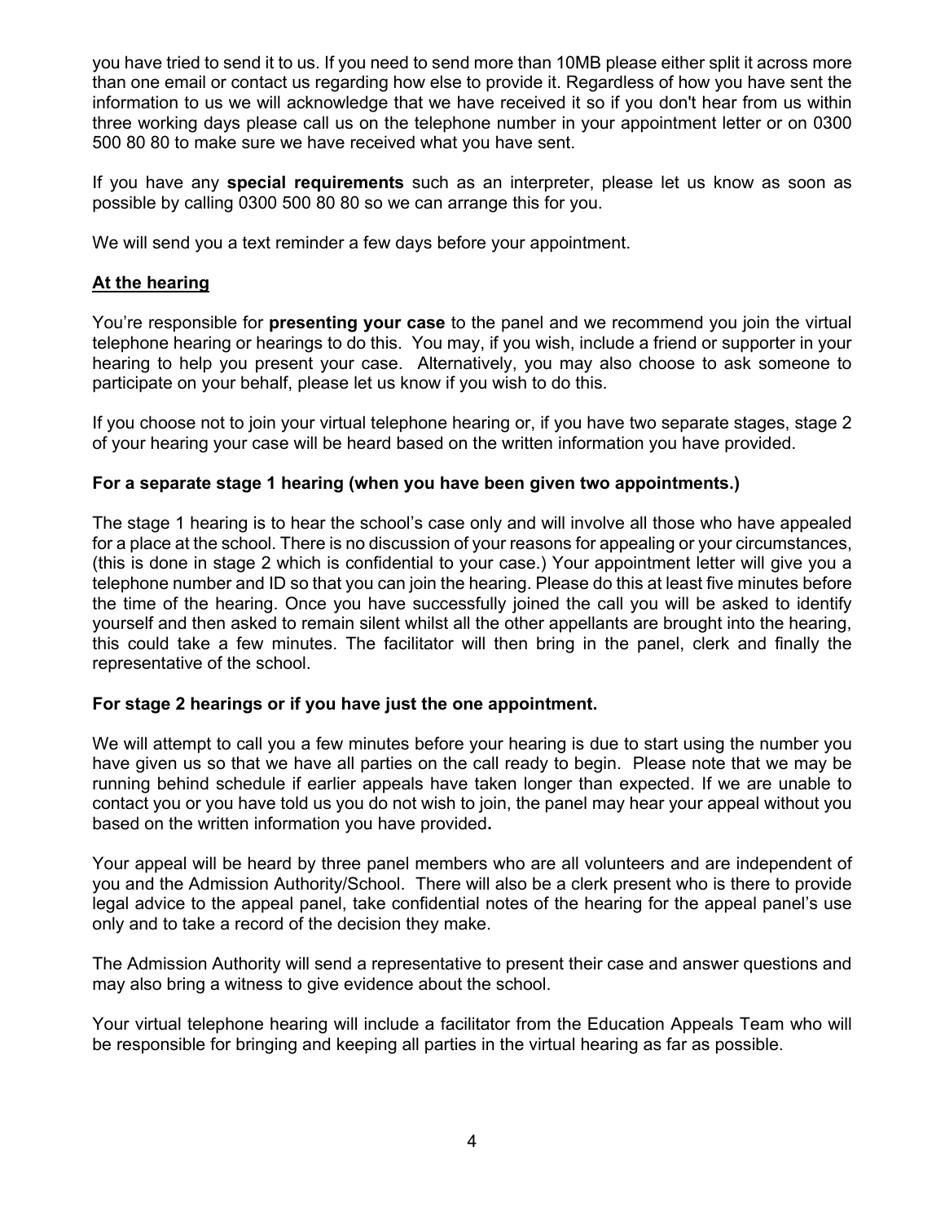you have tried to send it to us. If you need to send more than 10MB please either split it across more than one email or contact us regarding how else to provide it. Regardless of how you have sent the information to us we will acknowledge that we have received it so if you don't hear from us within three working days please call us on the telephone number in your appointment letter or on 0300 500 80 80 to make sure we have received what you have sent.

If you have any **special requirements** such as an interpreter, please let us know as soon as possible by calling 0300 500 80 80 so we can arrange this for you.

We will send you a text reminder a few days before your appointment.

## At the hearing

You're responsible for **presenting your case** to the panel and we recommend you join the virtual telephone hearing or hearings to do this. You may, if you wish, include a friend or supporter in your hearing to help you present your case. Alternatively, you may also choose to ask someone to participate on your behalf, please let us know if you wish to do this.

If you choose not to join your virtual telephone hearing or, if you have two separate stages, stage 2 of your hearing your case will be heard based on the written information you have provided.

### For a separate stage 1 hearing (when you have been given two appointments.)

The stage 1 hearing is to hear the school's case only and will involve all those who have appealed for a place at the school. There is no discussion of your reasons for appealing or your circumstances, (this is done in stage 2 which is confidential to your case.) Your appointment letter will give you a telephone number and ID so that you can join the hearing. Please do this at least five minutes before the time of the hearing. Once you have successfully joined the call you will be asked to identify yourself and then asked to remain silent whilst all the other appellants are brought into the hearing, this could take a few minutes. The facilitator will then bring in the panel, clerk and finally the representative of the school.

### For stage 2 hearings or if you have just the one appointment.

We will attempt to call you a few minutes before your hearing is due to start using the number you have given us so that we have all parties on the call ready to begin. Please note that we may be running behind schedule if earlier appeals have taken longer than expected. If we are unable to contact you or you have told us you do not wish to join, the panel may hear your appeal without you based on the written information you have provided**.**

Your appeal will be heard by three panel members who are all volunteers and are independent of you and the Admission Authority/School. There will also be a clerk present who is there to provide legal advice to the appeal panel, take confidential notes of the hearing for the appeal panel's use only and to take a record of the decision they make.

The Admission Authority will send a representative to present their case and answer questions and may also bring a witness to give evidence about the school.

Your virtual telephone hearing will include a facilitator from the Education Appeals Team who will be responsible for bringing and keeping all parties in the virtual hearing as far as possible.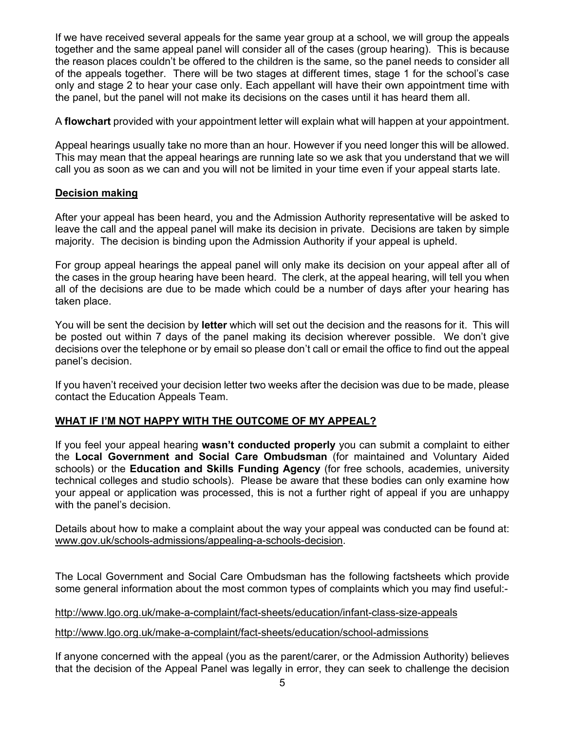If we have received several appeals for the same year group at a school, we will group the appeals together and the same appeal panel will consider all of the cases (group hearing). This is because the reason places couldn't be offered to the children is the same, so the panel needs to consider all of the appeals together. There will be two stages at different times, stage 1 for the school's case only and stage 2 to hear your case only. Each appellant will have their own appointment time with the panel, but the panel will not make its decisions on the cases until it has heard them all.

A **flowchart** provided with your appointment letter will explain what will happen at your appointment.

Appeal hearings usually take no more than an hour. However if you need longer this will be allowed. This may mean that the appeal hearings are running late so we ask that you understand that we will call you as soon as we can and you will not be limited in your time even if your appeal starts late.

## Decision making

After your appeal has been heard, you and the Admission Authority representative will be asked to leave the call and the appeal panel will make its decision in private. Decisions are taken by simple majority. The decision is binding upon the Admission Authority if your appeal is upheld.

For group appeal hearings the appeal panel will only make its decision on your appeal after all of the cases in the group hearing have been heard. The clerk, at the appeal hearing, will tell you when all of the decisions are due to be made which could be a number of days after your hearing has taken place.

You will be sent the decision by **letter** which will set out the decision and the reasons for it. This will be posted out within 7 days of the panel making its decision wherever possible. We don't give decisions over the telephone or by email so please don't call or email the office to find out the appeal panel's decision.

If you haven't received your decision letter two weeks after the decision was due to be made, please contact the Education Appeals Team.

## WHAT IF I'M NOT HAPPY WITH THE OUTCOME OF MY APPEAL?

If you feel your appeal hearing **wasn't conducted properly** you can submit a complaint to either the **Local Government and Social Care Ombudsman** (for maintained and Voluntary Aided schools) or the **Education and Skills Funding Agency** (for free schools, academies, university technical colleges and studio schools). Please be aware that these bodies can only examine how your appeal or application was processed, this is not a further right of appeal if you are unhappy with the panel's decision.

Details about how to make a complaint about the way your appeal was conducted can be found at: www.gov.uk/schools-admissions/appealing-a-schools-decision.

The Local Government and Social Care Ombudsman has the following factsheets which provide some general information about the most common types of complaints which you may find useful:-

http://www.lgo.org.uk/make-a-complaint/fact-sheets/education/infant-class-size-appeals

http://www.lgo.org.uk/make-a-complaint/fact-sheets/education/school-admissions

If anyone concerned with the appeal (you as the parent/carer, or the Admission Authority) believes that the decision of the Appeal Panel was legally in error, they can seek to challenge the decision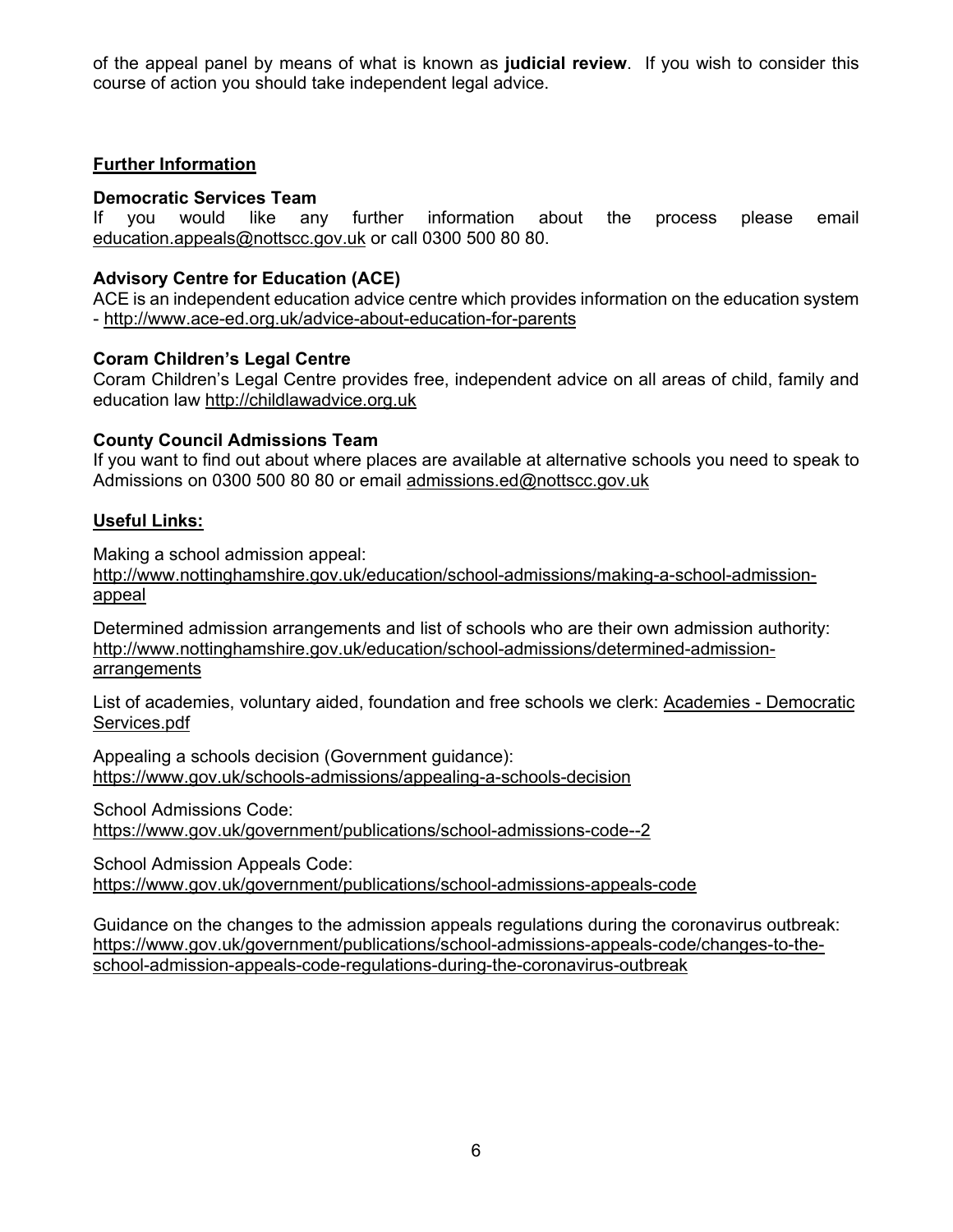of the appeal panel by means of what is known as **judicial review**. If you wish to consider this course of action you should take independent legal advice.

## Further Information

### Democratic Services Team

If you would like any further information about the process please email education.appeals@nottscc.gov.uk or call 0300 500 80 80.

### Advisory Centre for Education (ACE)

ACE is an independent education advice centre which provides information on the education system - http://www.ace-ed.org.uk/advice-about-education-for-parents

### Coram Children's Legal Centre

Coram Children's Legal Centre provides free, independent advice on all areas of child, family and education law http://childlawadvice.org.uk

### County Council Admissions Team

If you want to find out about where places are available at alternative schools you need to speak to Admissions on 0300 500 80 80 or email admissions.ed@nottscc.gov.uk

## Useful Links:

Making a school admission appeal:
http://www.nottinghamshire.gov.uk/education/school-admissions/making-a-school-admission-appeal

Determined admission arrangements and list of schools who are their own admission authority:
http://www.nottinghamshire.gov.uk/education/school-admissions/determined-admission-arrangements

List of academies, voluntary aided, foundation and free schools we clerk: Academies - Democratic Services.pdf

Appealing a schools decision (Government guidance):
https://www.gov.uk/schools-admissions/appealing-a-schools-decision

School Admissions Code:
https://www.gov.uk/government/publications/school-admissions-code--2

School Admission Appeals Code:
https://www.gov.uk/government/publications/school-admissions-appeals-code

Guidance on the changes to the admission appeals regulations during the coronavirus outbreak:
https://www.gov.uk/government/publications/school-admissions-appeals-code/changes-to-the-school-admission-appeals-code-regulations-during-the-coronavirus-outbreak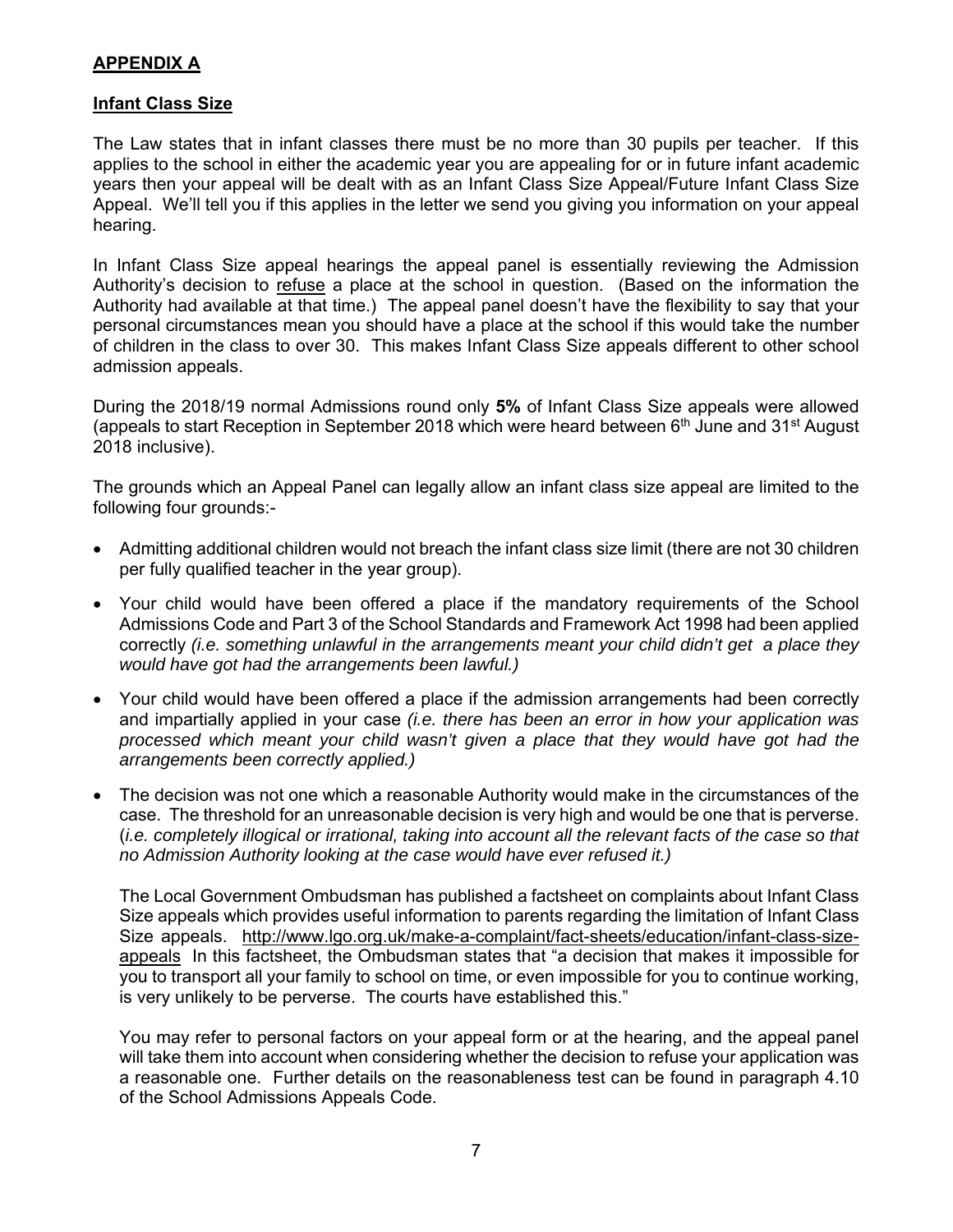## **APPENDIX A**

### **Infant Class Size**

The Law states that in infant classes there must be no more than 30 pupils per teacher. If this applies to the school in either the academic year you are appealing for or in future infant academic years then your appeal will be dealt with as an Infant Class Size Appeal/Future Infant Class Size Appeal. We'll tell you if this applies in the letter we send you giving you information on your appeal hearing.

In Infant Class Size appeal hearings the appeal panel is essentially reviewing the Admission Authority's decision to refuse a place at the school in question. (Based on the information the Authority had available at that time.) The appeal panel doesn't have the flexibility to say that your personal circumstances mean you should have a place at the school if this would take the number of children in the class to over 30. This makes Infant Class Size appeals different to other school admission appeals.

During the 2018/19 normal Admissions round only **5%** of Infant Class Size appeals were allowed (appeals to start Reception in September 2018 which were heard between 6th June and 31st August 2018 inclusive).

The grounds which an Appeal Panel can legally allow an infant class size appeal are limited to the following four grounds:-

- Admitting additional children would not breach the infant class size limit (there are not 30 children per fully qualified teacher in the year group).
- Your child would have been offered a place if the mandatory requirements of the School Admissions Code and Part 3 of the School Standards and Framework Act 1998 had been applied correctly *(i.e. something unlawful in the arrangements meant your child didn't get a place they would have got had the arrangements been lawful.)*
- Your child would have been offered a place if the admission arrangements had been correctly and impartially applied in your case *(i.e. there has been an error in how your application was processed which meant your child wasn't given a place that they would have got had the arrangements been correctly applied.)*
- The decision was not one which a reasonable Authority would make in the circumstances of the case. The threshold for an unreasonable decision is very high and would be one that is perverse. (*i.e. completely illogical or irrational, taking into account all the relevant facts of the case so that no Admission Authority looking at the case would have ever refused it.)*

  The Local Government Ombudsman has published a factsheet on complaints about Infant Class Size appeals which provides useful information to parents regarding the limitation of Infant Class Size appeals. http://www.lgo.org.uk/make-a-complaint/fact-sheets/education/infant-class-size-appeals In this factsheet, the Ombudsman states that "a decision that makes it impossible for you to transport all your family to school on time, or even impossible for you to continue working, is very unlikely to be perverse. The courts have established this."

  You may refer to personal factors on your appeal form or at the hearing, and the appeal panel will take them into account when considering whether the decision to refuse your application was a reasonable one. Further details on the reasonableness test can be found in paragraph 4.10 of the School Admissions Appeals Code.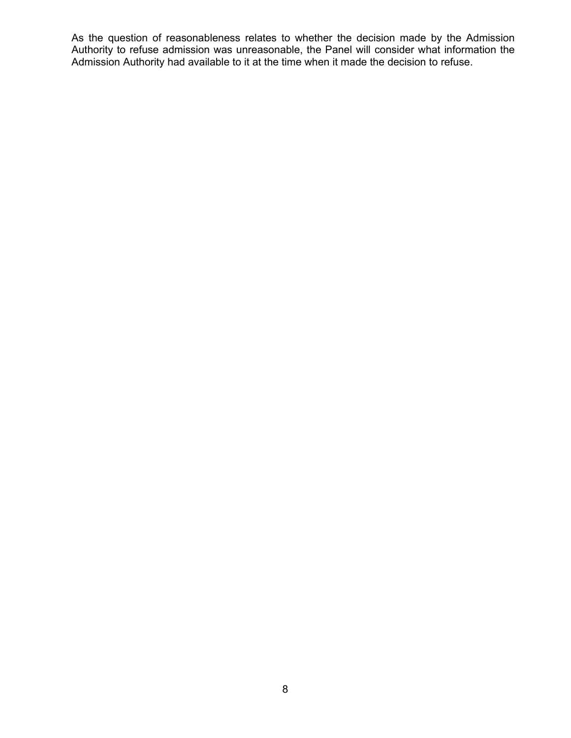As the question of reasonableness relates to whether the decision made by the Admission Authority to refuse admission was unreasonable, the Panel will consider what information the Admission Authority had available to it at the time when it made the decision to refuse.